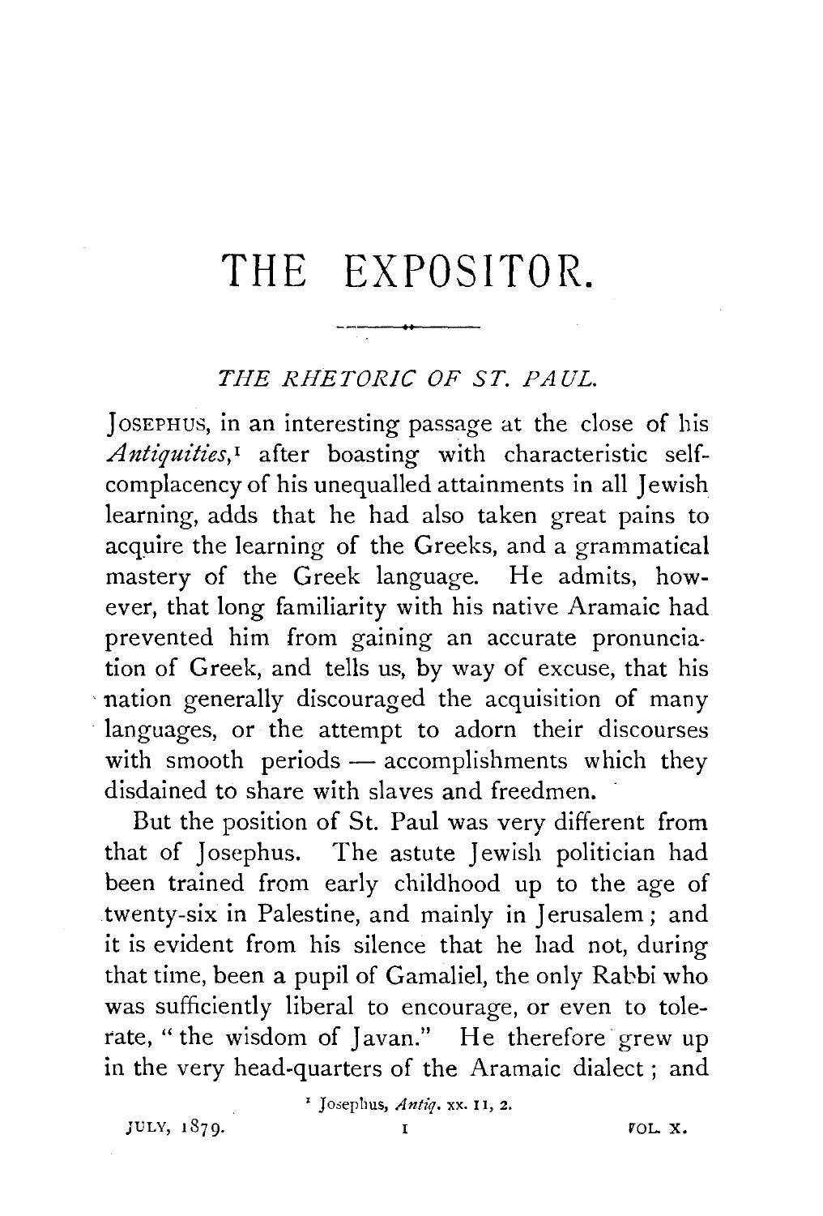# THE EXPOSITOR.

## *THE RHETORIC OF ST. PAUL.*

JOSEPHUS, in an interesting passage at the close of his *Antiquities*,[1] after boasting with characteristic self-complacency of his unequalled attainments in all Jewish learning, adds that he had also taken great pains to acquire the learning of the Greeks, and a grammatical mastery of the Greek language. He admits, however, that long familiarity with his native Aramaic had prevented him from gaining an accurate pronunciation of Greek, and tells us, by way of excuse, that his nation generally discouraged the acquisition of many languages, or the attempt to adorn their discourses with smooth periods — accomplishments which they disdained to share with slaves and freedmen.

But the position of St. Paul was very different from that of Josephus. The astute Jewish politician had been trained from early childhood up to the age of twenty-six in Palestine, and mainly in Jerusalem; and it is evident from his silence that he had not, during that time, been a pupil of Gamaliel, the only Rabbi who was sufficiently liberal to encourage, or even to tolerate, "the wisdom of Javan." He therefore grew up in the very head-quarters of the Aramaic dialect; and

[1] Josephus, *Antiq.* xx. 11, 2.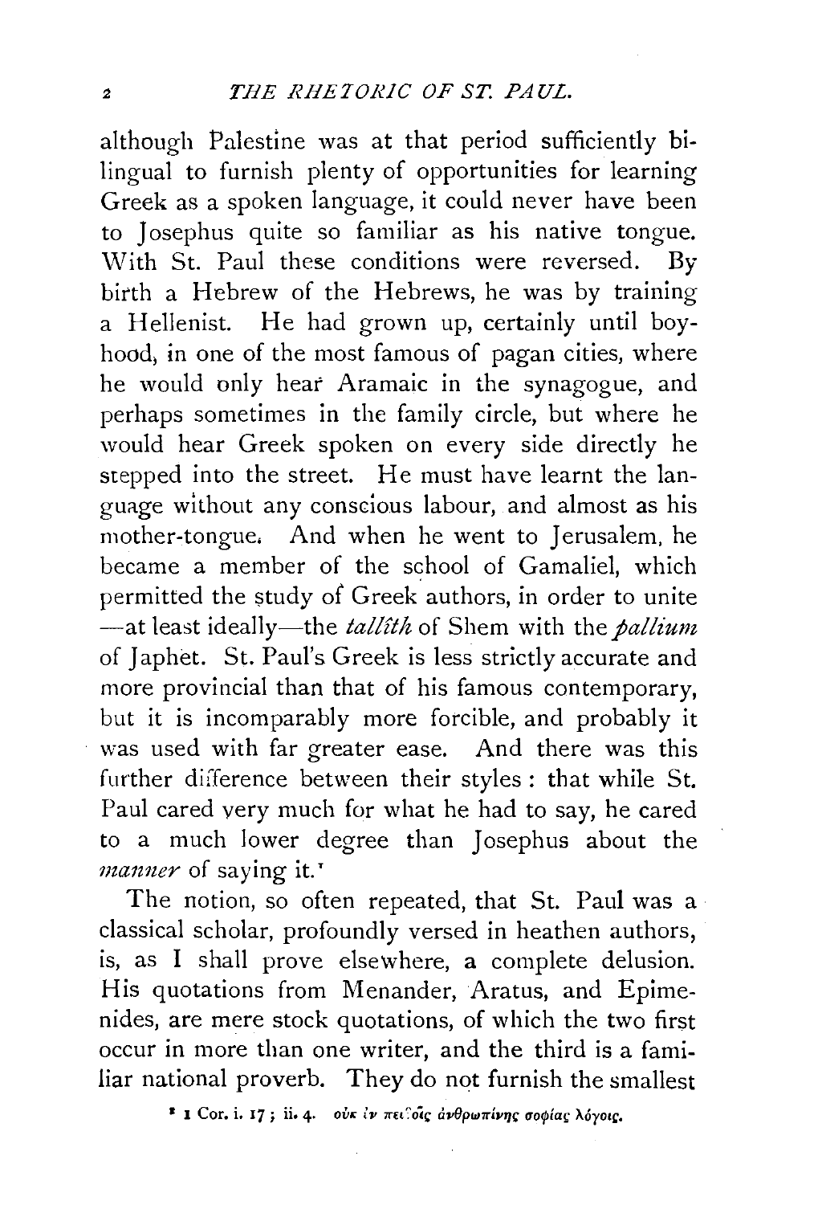although Palestine was at that period sufficiently bilingual to furnish plenty of opportunities for learning Greek as a spoken language, it could never have been to Josephus quite so familiar as his native tongue. With St. Paul these conditions were reversed. By birth a Hebrew of the Hebrews, he was by training a Hellenist. He had grown up, certainly until boyhood, in one of the most famous of pagan cities, where he would only hear Aramaic in the synagogue, and perhaps sometimes in the family circle, but where he would hear Greek spoken on every side directly he stepped into the street. He must have learnt the language without any conscious labour, and almost as his mother-tongue. And when he went to Jerusalem, he became a member of the school of Gamaliel, which permitted the study of Greek authors, in order to unite —at least ideally—the *tallîth* of Shem with the *pallium* of Japhet. St. Paul's Greek is less strictly accurate and more provincial than that of his famous contemporary, but it is incomparably more forcible, and probably it was used with far greater ease. And there was this further difference between their styles: that while St. Paul cared very much for what he had to say, he cared to a much lower degree than Josephus about the *manner* of saying it.[1]

The notion, so often repeated, that St. Paul was a classical scholar, profoundly versed in heathen authors, is, as I shall prove elsewhere, a complete delusion. His quotations from Menander, Aratus, and Epimenides, are mere stock quotations, of which the two first occur in more than one writer, and the third is a familiar national proverb. They do not furnish the smallest

[1] 1 Cor. i. 17; ii. 4. οὐκ ἐν πειθοῖς ἀνθρωπίνης σοφίας λόγοις.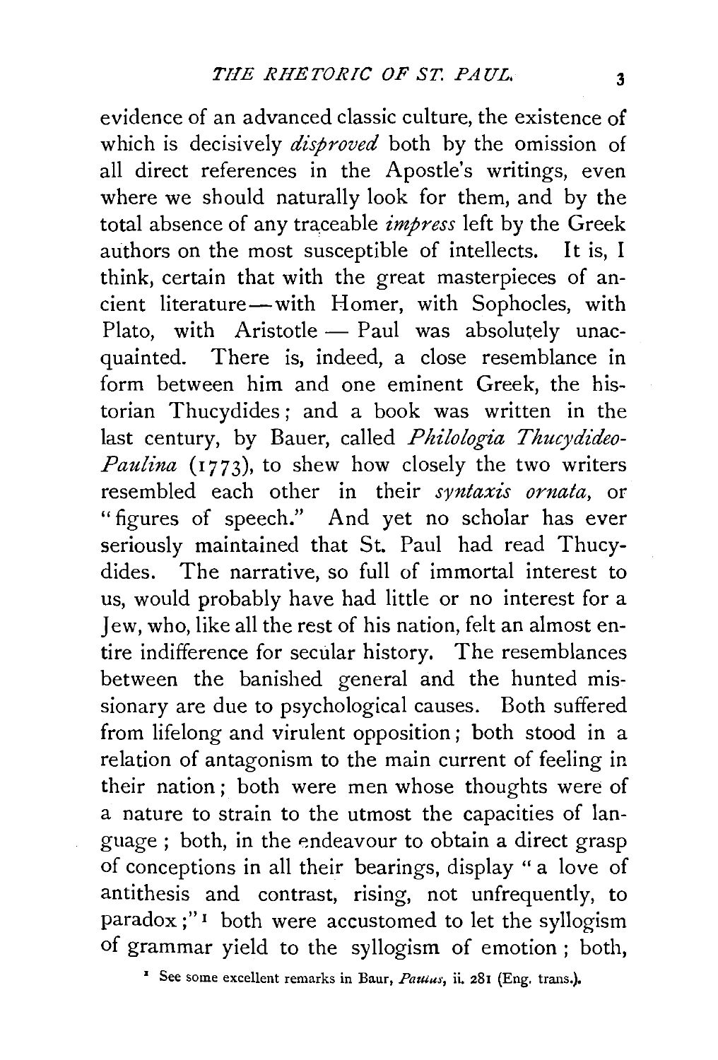evidence of an advanced classic culture, the existence of which is decisively *disproved* both by the omission of all direct references in the Apostle's writings, even where we should naturally look for them, and by the total absence of any traceable *impress* left by the Greek authors on the most susceptible of intellects. It is, I think, certain that with the great masterpieces of ancient literature—with Homer, with Sophocles, with Plato, with Aristotle — Paul was absolutely unacquainted. There is, indeed, a close resemblance in form between him and one eminent Greek, the historian Thucydides; and a book was written in the last century, by Bauer, called *Philologia Thucydideo-Paulina* (1773), to shew how closely the two writers resembled each other in their *syntaxis ornata*, or "figures of speech." And yet no scholar has ever seriously maintained that St. Paul had read Thucydides. The narrative, so full of immortal interest to us, would probably have had little or no interest for a Jew, who, like all the rest of his nation, felt an almost entire indifference for secular history. The resemblances between the banished general and the hunted missionary are due to psychological causes. Both suffered from lifelong and virulent opposition; both stood in a relation of antagonism to the main current of feeling in their nation; both were men whose thoughts were of a nature to strain to the utmost the capacities of language; both, in the endeavour to obtain a direct grasp of conceptions in all their bearings, display "a love of antithesis and contrast, rising, not unfrequently, to paradox;"[1] both were accustomed to let the syllogism of grammar yield to the syllogism of emotion; both,

[1] See some excellent remarks in Baur, *Paulus*, ii. 281 (Eng. trans.).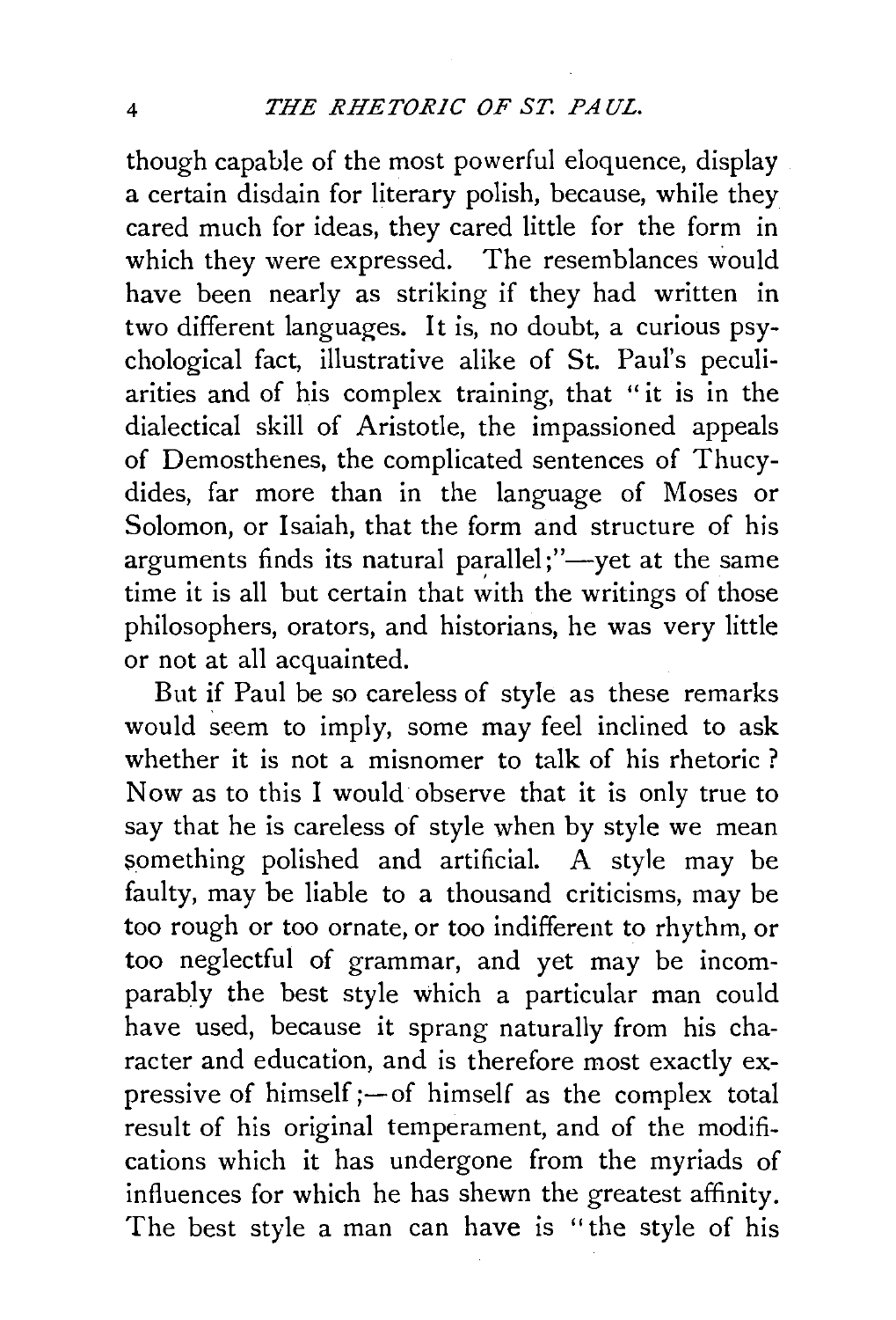though capable of the most powerful eloquence, display a certain disdain for literary polish, because, while they cared much for ideas, they cared little for the form in which they were expressed. The resemblances would have been nearly as striking if they had written in two different languages. It is, no doubt, a curious psychological fact, illustrative alike of St. Paul's peculiarities and of his complex training, that "it is in the dialectical skill of Aristotle, the impassioned appeals of Demosthenes, the complicated sentences of Thucydides, far more than in the language of Moses or Solomon, or Isaiah, that the form and structure of his arguments finds its natural parallel;"—yet at the same time it is all but certain that with the writings of those philosophers, orators, and historians, he was very little or not at all acquainted.

But if Paul be so careless of style as these remarks would seem to imply, some may feel inclined to ask whether it is not a misnomer to talk of his rhetoric? Now as to this I would observe that it is only true to say that he is careless of style when by style we mean something polished and artificial. A style may be faulty, may be liable to a thousand criticisms, may be too rough or too ornate, or too indifferent to rhythm, or too neglectful of grammar, and yet may be incomparably the best style which a particular man could have used, because it sprang naturally from his character and education, and is therefore most exactly expressive of himself;—of himself as the complex total result of his original temperament, and of the modifications which it has undergone from the myriads of influences for which he has shewn the greatest affinity. The best style a man can have is "the style of his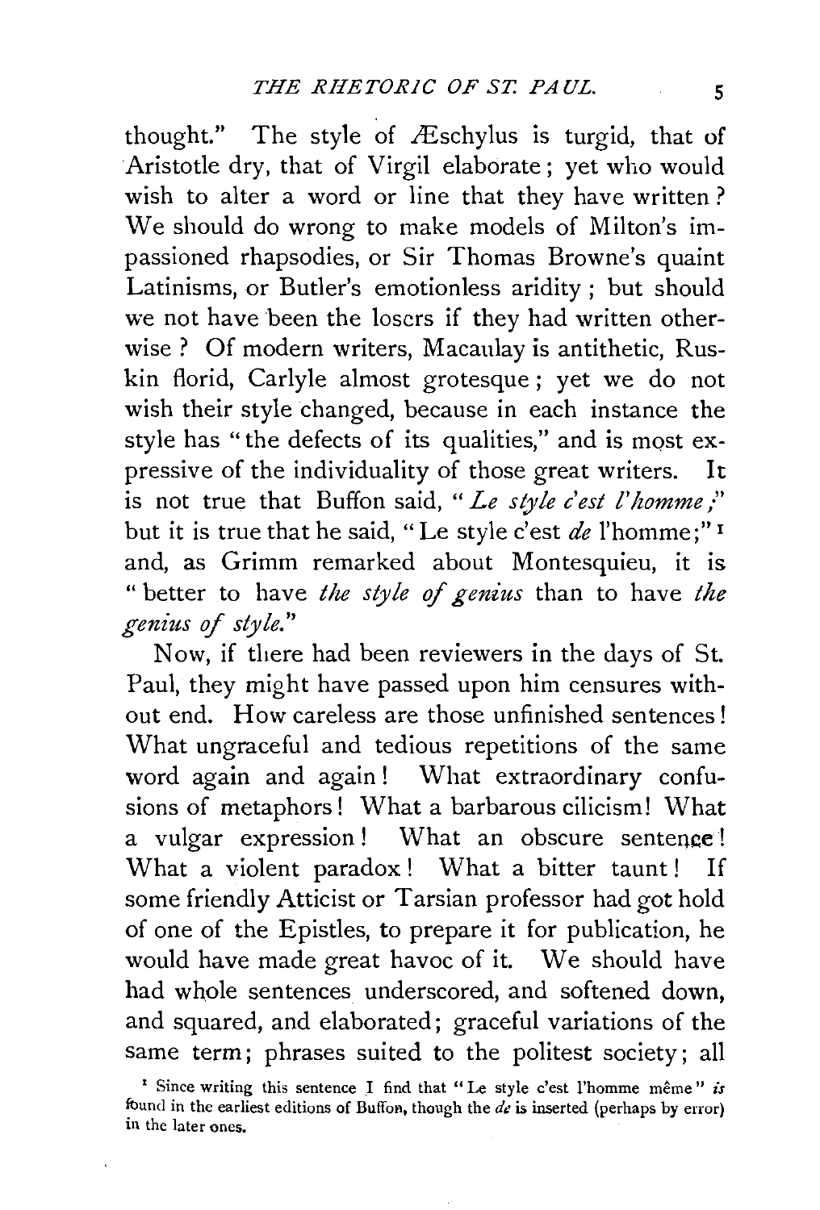thought." The style of Æschylus is turgid, that of Aristotle dry, that of Virgil elaborate; yet who would wish to alter a word or line that they have written? We should do wrong to make models of Milton's impassioned rhapsodies, or Sir Thomas Browne's quaint Latinisms, or Butler's emotionless aridity; but should we not have been the losers if they had written otherwise? Of modern writers, Macaulay is antithetic, Ruskin florid, Carlyle almost grotesque; yet we do not wish their style changed, because in each instance the style has "the defects of its qualities," and is most expressive of the individuality of those great writers. It is not true that Buffon said, "*Le style c'est l'homme;*" but it is true that he said, "Le style c'est *de* l'homme;"[1] and, as Grimm remarked about Montesquieu, it is "better to have *the style of genius* than to have *the genius of style.*"

Now, if there had been reviewers in the days of St. Paul, they might have passed upon him censures without end. How careless are those unfinished sentences! What ungraceful and tedious repetitions of the same word again and again! What extraordinary confusions of metaphors! What a barbarous cilicism! What a vulgar expression! What an obscure sentence! What a violent paradox! What a bitter taunt! If some friendly Atticist or Tarsian professor had got hold of one of the Epistles, to prepare it for publication, he would have made great havoc of it. We should have had whole sentences underscored, and softened down, and squared, and elaborated; graceful variations of the same term; phrases suited to the politest society; all

[1] Since writing this sentence I find that "Le style c'est l'homme même" *is* found in the earliest editions of Buffon, though the *de* is inserted (perhaps by error) in the later ones.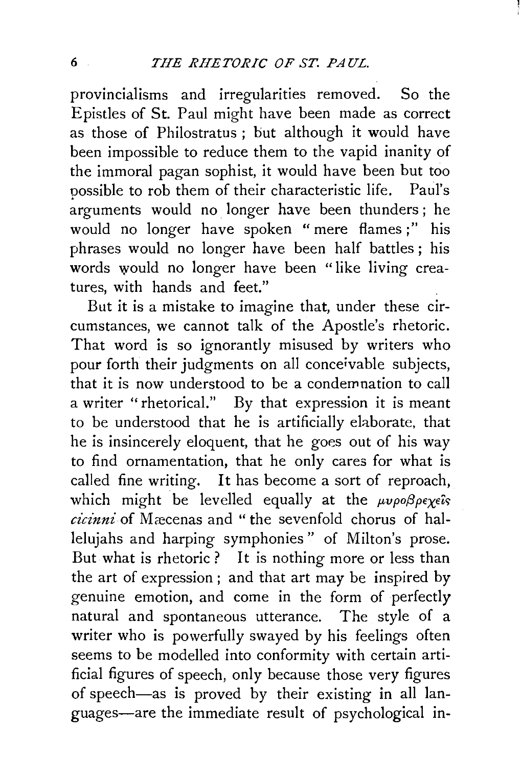provincialisms and irregularities removed. So the Epistles of St. Paul might have been made as correct as those of Philostratus; but although it would have been impossible to reduce them to the vapid inanity of the immoral pagan sophist, it would have been but too possible to rob them of their characteristic life. Paul's arguments would no longer have been thunders; he would no longer have spoken "mere flames;" his phrases would no longer have been half battles; his words would no longer have been "like living creatures, with hands and feet."

But it is a mistake to imagine that, under these circumstances, we cannot talk of the Apostle's rhetoric. That word is so ignorantly misused by writers who pour forth their judgments on all conceivable subjects, that it is now understood to be a condemnation to call a writer "rhetorical." By that expression it is meant to be understood that he is artificially elaborate, that he is insincerely eloquent, that he goes out of his way to find ornamentation, that he only cares for what is called fine writing. It has become a sort of reproach, which might be levelled equally at the *μυροβρεχεῖς cicinni* of Mæcenas and "the sevenfold chorus of hallelujahs and harping symphonies" of Milton's prose. But what is rhetoric? It is nothing more or less than the art of expression; and that art may be inspired by genuine emotion, and come in the form of perfectly natural and spontaneous utterance. The style of a writer who is powerfully swayed by his feelings often seems to be modelled into conformity with certain artificial figures of speech, only because those very figures of speech—as is proved by their existing in all languages—are the immediate result of psychological in-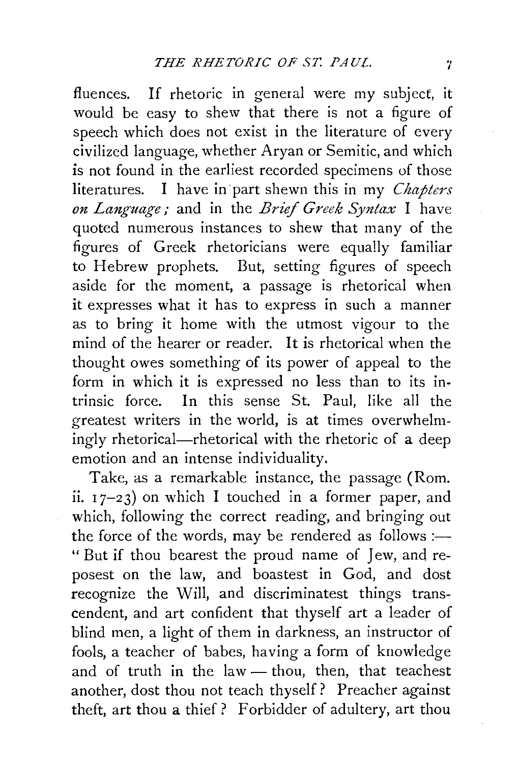fluences. If rhetoric in general were my subject, it would be easy to shew that there is not a figure of speech which does not exist in the literature of every civilized language, whether Aryan or Semitic, and which is not found in the earliest recorded specimens of those literatures. I have in part shewn this in my *Chapters on Language;* and in the *Brief Greek Syntax* I have quoted numerous instances to shew that many of the figures of Greek rhetoricians were equally familiar to Hebrew prophets. But, setting figures of speech aside for the moment, a passage is rhetorical when it expresses what it has to express in such a manner as to bring it home with the utmost vigour to the mind of the hearer or reader. It is rhetorical when the thought owes something of its power of appeal to the form in which it is expressed no less than to its intrinsic force. In this sense St. Paul, like all the greatest writers in the world, is at times overwhelmingly rhetorical—rhetorical with the rhetoric of a deep emotion and an intense individuality.

Take, as a remarkable instance, the passage (Rom. ii. 17–23) on which I touched in a former paper, and which, following the correct reading, and bringing out the force of the words, may be rendered as follows :—
"But if thou bearest the proud name of Jew, and reposest on the law, and boastest in God, and dost recognize the Will, and discriminatest things transcendent, and art confident that thyself art a leader of blind men, a light of them in darkness, an instructor of fools, a teacher of babes, having a form of knowledge and of truth in the law — thou, then, that teachest another, dost thou not teach thyself? Preacher against theft, art thou a thief? Forbidder of adultery, art thou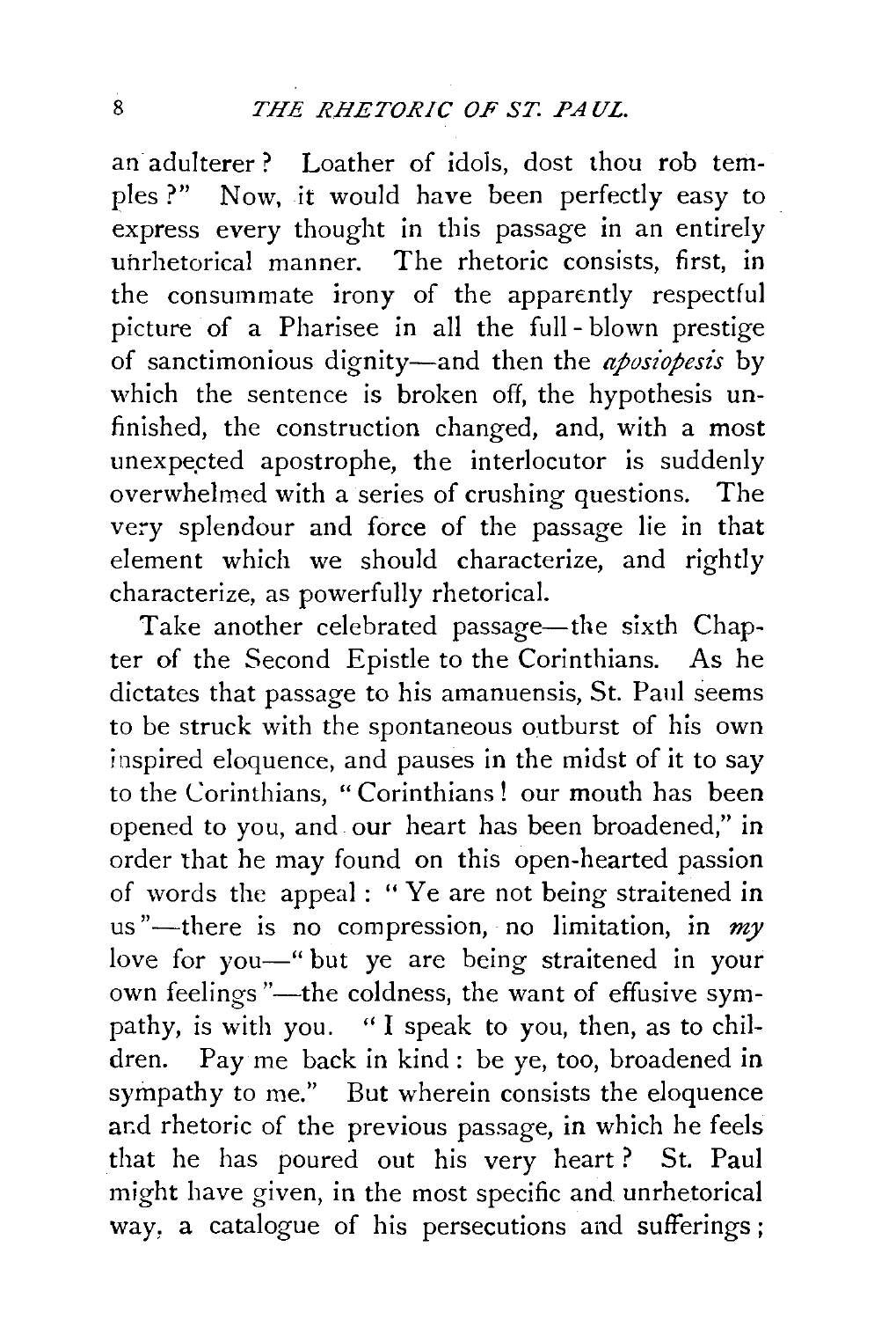an adulterer? Loather of idols, dost thou rob temples?" Now, it would have been perfectly easy to express every thought in this passage in an entirely unrhetorical manner. The rhetoric consists, first, in the consummate irony of the apparently respectful picture of a Pharisee in all the full-blown prestige of sanctimonious dignity—and then the *aposiopesis* by which the sentence is broken off, the hypothesis unfinished, the construction changed, and, with a most unexpected apostrophe, the interlocutor is suddenly overwhelmed with a series of crushing questions. The very splendour and force of the passage lie in that element which we should characterize, and rightly characterize, as powerfully rhetorical.

Take another celebrated passage—the sixth Chapter of the Second Epistle to the Corinthians. As he dictates that passage to his amanuensis, St. Paul seems to be struck with the spontaneous outburst of his own inspired eloquence, and pauses in the midst of it to say to the Corinthians, "Corinthians! our mouth has been opened to you, and our heart has been broadened," in order that he may found on this open-hearted passion of words the appeal: "Ye are not being straitened in us"—there is no compression, no limitation, in *my* love for you—"but ye are being straitened in your own feelings"—the coldness, the want of effusive sympathy, is with you. "I speak to you, then, as to children. Pay me back in kind: be ye, too, broadened in sympathy to me." But wherein consists the eloquence and rhetoric of the previous passage, in which he feels that he has poured out his very heart? St. Paul might have given, in the most specific and unrhetorical way, a catalogue of his persecutions and sufferings;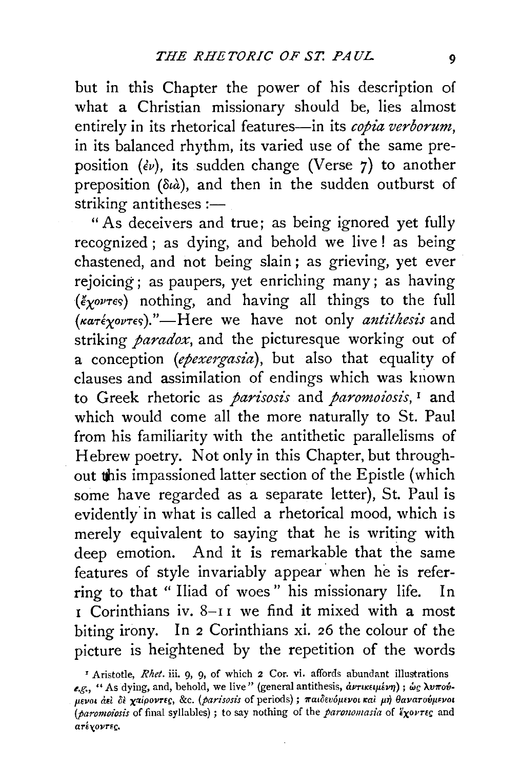but in this Chapter the power of his description of what a Christian missionary should be, lies almost entirely in its rhetorical features—in its *copia verborum*, in its balanced rhythm, its varied use of the same preposition (ἐν), its sudden change (Verse 7) to another preposition (διὰ), and then in the sudden outburst of striking antitheses :—

"As deceivers and true; as being ignored yet fully recognized; as dying, and behold we live! as being chastened, and not being slain; as grieving, yet ever rejoicing; as paupers, yet enriching many; as having (ἔχοντες) nothing, and having all things to the full (κατέχοντες)."—Here we have not only *antithesis* and striking *paradox*, and the picturesque working out of a conception (*epexergasia*), but also that equality of clauses and assimilation of endings which was known to Greek rhetoric as *parisosis* and *paromoiosis*,[1] and which would come all the more naturally to St. Paul from his familiarity with the antithetic parallelisms of Hebrew poetry. Not only in this Chapter, but throughout this impassioned latter section of the Epistle (which some have regarded as a separate letter), St. Paul is evidently in what is called a rhetorical mood, which is merely equivalent to saying that he is writing with deep emotion. And it is remarkable that the same features of style invariably appear when he is referring to that "Iliad of woes" his missionary life. In 1 Corinthians iv. 8–11 we find it mixed with a most biting irony. In 2 Corinthians xi. 26 the colour of the picture is heightened by the repetition of the words

[1] Aristotle, *Rhet.* iii. 9, 9, of which 2 Cor. vi. affords abundant illustrations *e.g.*, "As dying, and, behold, we live" (general antithesis, ἀντικειμένη); ὡς λυπούμενοι ἀεὶ δὲ χαίροντες, &c. (*parisosis* of periods); παιδευόμενοι καὶ μὴ θανατούμενοι (*paromoiosis* of final syllables); to say nothing of the *paronomasia* of ἔχοντες and ατέχοντες.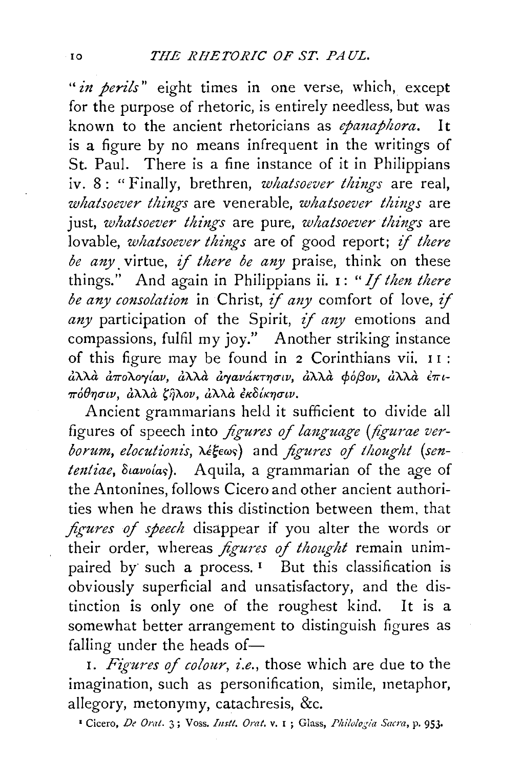"*in perils*" eight times in one verse, which, except for the purpose of rhetoric, is entirely needless, but was known to the ancient rhetoricians as *epanaphora*. It is a figure by no means infrequent in the writings of St. Paul. There is a fine instance of it in Philippians iv. 8: "Finally, brethren, *whatsoever things* are real, *whatsoever things* are venerable, *whatsoever things* are just, *whatsoever things* are pure, *whatsoever things* are lovable, *whatsoever things* are of good report; *if there be any* virtue, *if there be any* praise, think on these things." And again in Philippians ii. 1: "*If then there be any consolation* in Christ, *if any* comfort of love, *if any* participation of the Spirit, *if any* emotions and compassions, fulfil my joy." Another striking instance of this figure may be found in 2 Corinthians vii. 11: ἀλλὰ ἀπολογίαν, ἀλλὰ ἀγανάκτησιν, ἀλλὰ φόβον, ἀλλὰ ἐπιπόθησιν, ἀλλὰ ζῆλον, ἀλλὰ ἐκδίκησιν.

Ancient grammarians held it sufficient to divide all figures of speech into *figures of language* (*figurae verborum, elocutionis*, λέξεως) and *figures of thought* (*sententiae*, διανοίας). Aquila, a grammarian of the age of the Antonines, follows Cicero and other ancient authorities when he draws this distinction between them, that *figures of speech* disappear if you alter the words or their order, whereas *figures of thought* remain unimpaired by such a process.[1] But this classification is obviously superficial and unsatisfactory, and the distinction is only one of the roughest kind. It is a somewhat better arrangement to distinguish figures as falling under the heads of—

1. *Figures of colour*, *i.e.*, those which are due to the imagination, such as personification, simile, metaphor, allegory, metonymy, catachresis, &c.

[1] Cicero, *De Orat.* 3; Voss. *Instt. Orat.* v. 1; Glass, *Philologia Sacra*, p. 953.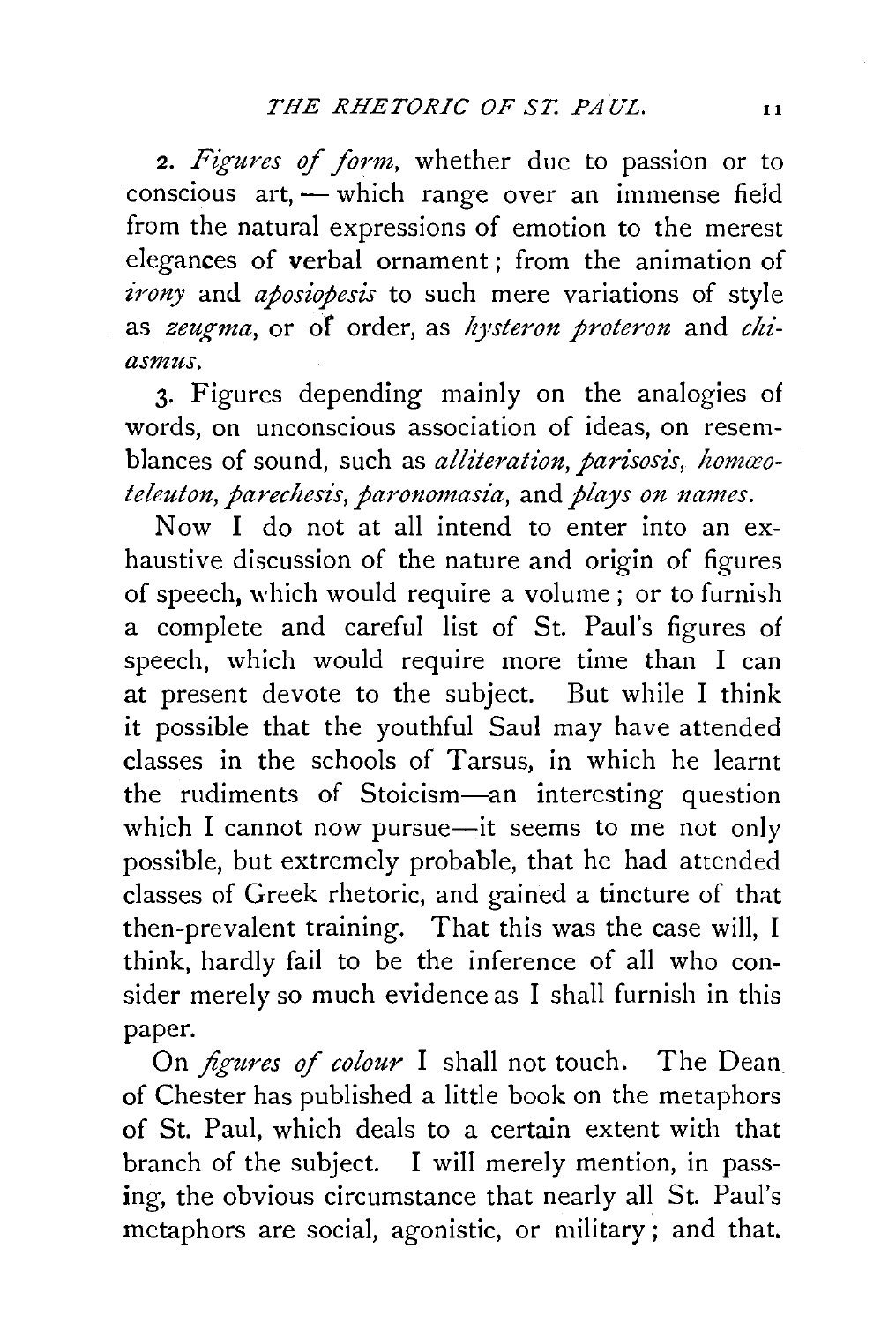2. *Figures of form*, whether due to passion or to conscious art, — which range over an immense field from the natural expressions of emotion to the merest elegances of verbal ornament; from the animation of *irony* and *aposiopesis* to such mere variations of style as *zeugma*, or of order, as *hysteron proteron* and *chiasmus*.

3. Figures depending mainly on the analogies of words, on unconscious association of ideas, on resemblances of sound, such as *alliteration*, *parisosis*, *homœoteleuton*, *parechesis*, *paronomasia*, and *plays on names*.

Now I do not at all intend to enter into an exhaustive discussion of the nature and origin of figures of speech, which would require a volume; or to furnish a complete and careful list of St. Paul's figures of speech, which would require more time than I can at present devote to the subject. But while I think it possible that the youthful Saul may have attended classes in the schools of Tarsus, in which he learnt the rudiments of Stoicism—an interesting question which I cannot now pursue—it seems to me not only possible, but extremely probable, that he had attended classes of Greek rhetoric, and gained a tincture of that then-prevalent training. That this was the case will, I think, hardly fail to be the inference of all who consider merely so much evidence as I shall furnish in this paper.

On *figures of colour* I shall not touch. The Dean of Chester has published a little book on the metaphors of St. Paul, which deals to a certain extent with that branch of the subject. I will merely mention, in passing, the obvious circumstance that nearly all St. Paul's metaphors are social, agonistic, or military; and that.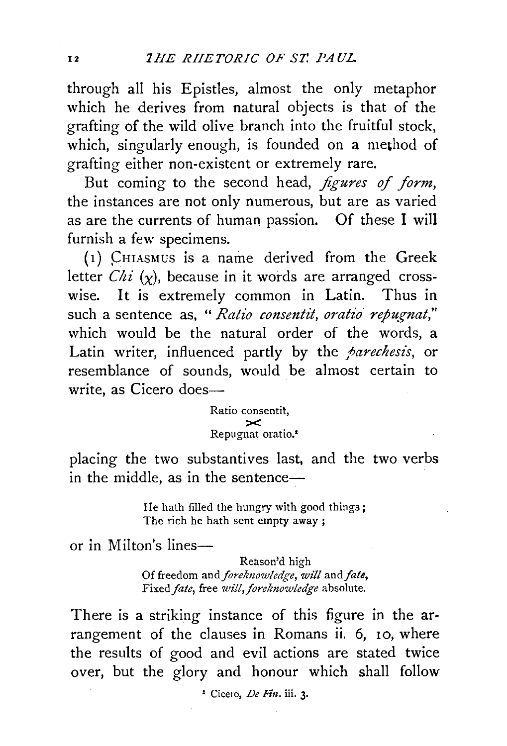through all his Epistles, almost the only metaphor which he derives from natural objects is that of the grafting of the wild olive branch into the fruitful stock, which, singularly enough, is founded on a method of grafting either non-existent or extremely rare.

But coming to the second head, *figures of form*, the instances are not only numerous, but are as varied as are the currents of human passion. Of these I will furnish a few specimens.

(1) CHIASMUS is a name derived from the Greek letter *Chi* ($\chi$), because in it words are arranged crosswise. It is extremely common in Latin. Thus in such a sentence as, "*Ratio consentit, oratio repugnat*," which would be the natural order of the words, a Latin writer, influenced partly by the *parechesis*, or resemblance of sounds, would be almost certain to write, as Cicero does—

> Ratio consentit,
> ⤫
> Repugnat oratio.[1]

placing the two substantives last, and the two verbs in the middle, as in the sentence—

> He hath filled the hungry with good things;
> The rich he hath sent empty away;

or in Milton's lines—

> Reason'd high
> Of freedom and *foreknowledge*, *will* and *fate*,
> Fixed *fate*, free *will*, *foreknowledge* absolute.

There is a striking instance of this figure in the arrangement of the clauses in Romans ii. 6, 10, where the results of good and evil actions are stated twice over, but the glory and honour which shall follow

[1] Cicero, *De Fin.* iii. 3.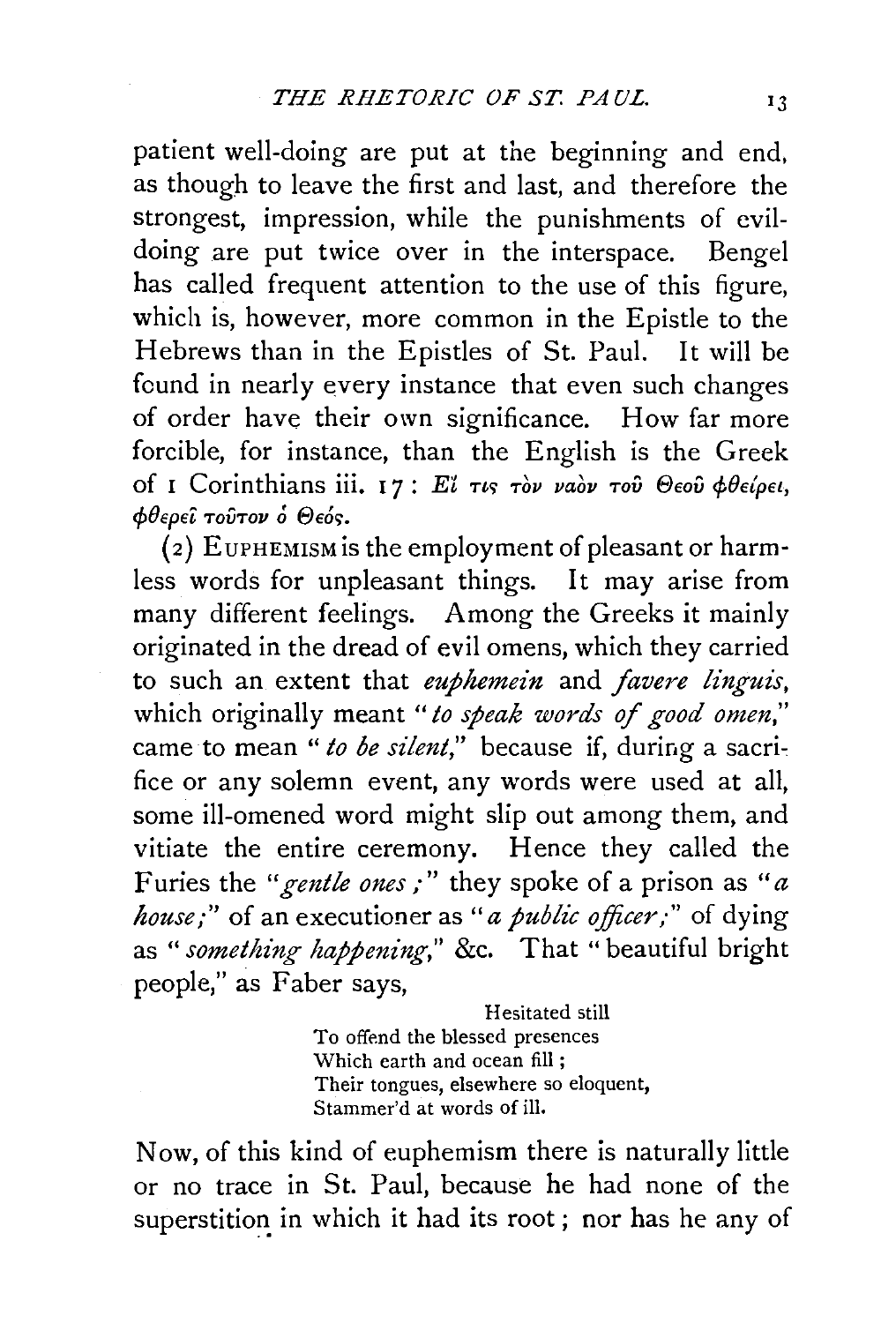patient well-doing are put at the beginning and end, as though to leave the first and last, and therefore the strongest, impression, while the punishments of evil-doing are put twice over in the interspace. Bengel has called frequent attention to the use of this figure, which is, however, more common in the Epistle to the Hebrews than in the Epistles of St. Paul. It will be found in nearly every instance that even such changes of order have their own significance. How far more forcible, for instance, than the English is the Greek of 1 Corinthians iii. 17: *Εἴ τις τὸν ναὸν τοῦ Θεοῦ φθείρει, φθερεῖ τοῦτον ὁ Θεός.*

(2) EUPHEMISM is the employment of pleasant or harmless words for unpleasant things. It may arise from many different feelings. Among the Greeks it mainly originated in the dread of evil omens, which they carried to such an extent that *euphemein* and *favere linguis*, which originally meant "*to speak words of good omen*," came to mean "*to be silent*," because if, during a sacrifice or any solemn event, any words were used at all, some ill-omened word might slip out among them, and vitiate the entire ceremony. Hence they called the Furies the "*gentle ones*;" they spoke of a prison as "*a house*;" of an executioner as "*a public officer*;" of dying as "*something happening*," &c. That "beautiful bright people," as Faber says,

> Hesitated still
> To offend the blessed presences
> Which earth and ocean fill;
> Their tongues, elsewhere so eloquent,
> Stammer'd at words of ill.

Now, of this kind of euphemism there is naturally little or no trace in St. Paul, because he had none of the superstition in which it had its root; nor has he any of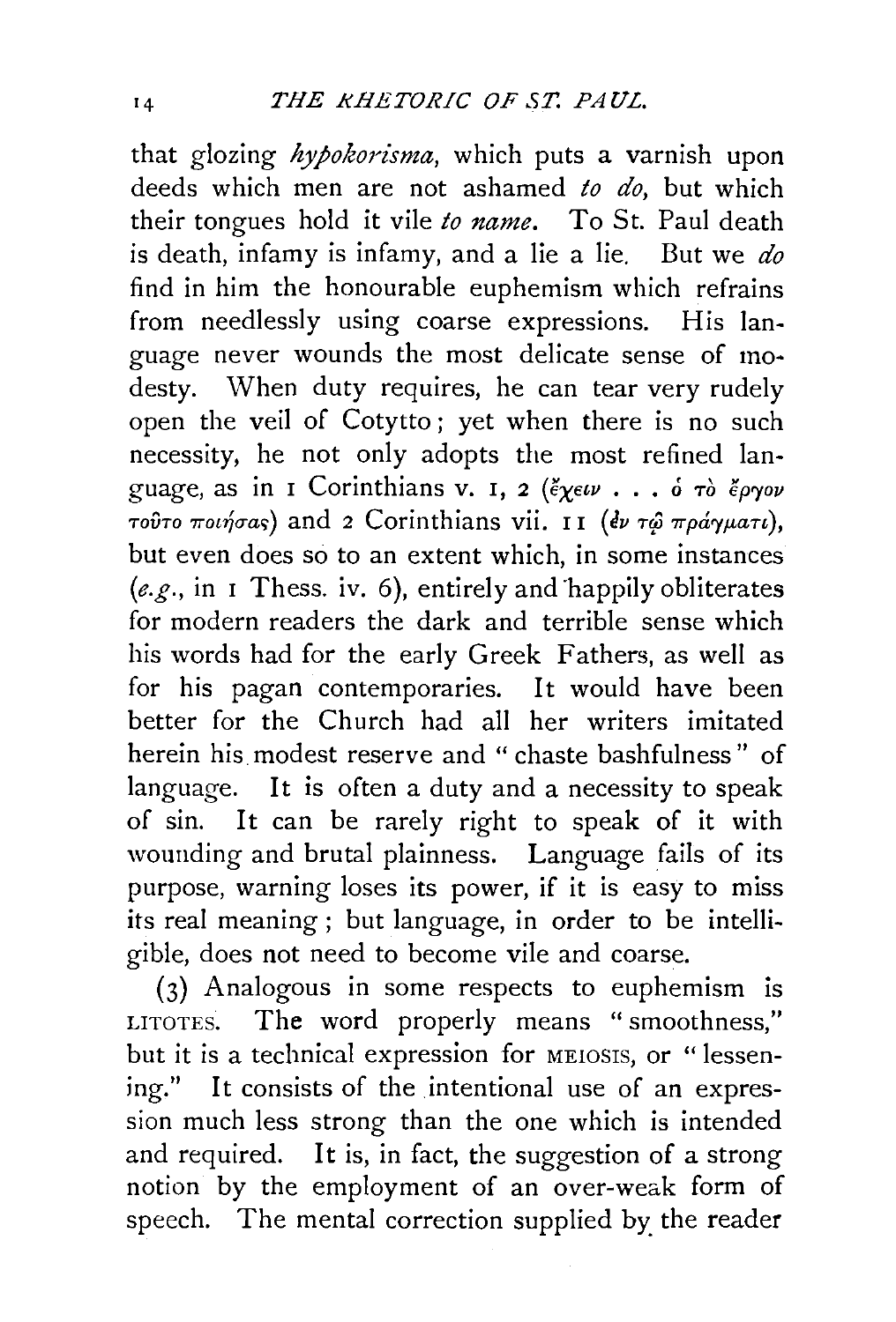that glozing *hypokorisma*, which puts a varnish upon deeds which men are not ashamed *to do*, but which their tongues hold it vile *to name*. To St. Paul death is death, infamy is infamy, and a lie a lie. But we *do* find in him the honourable euphemism which refrains from needlessly using coarse expressions. His language never wounds the most delicate sense of modesty. When duty requires, he can tear very rudely open the veil of Cotytto; yet when there is no such necessity, he not only adopts the most refined language, as in 1 Corinthians v. 1, 2 (ἔχειν . . . ὁ τὸ ἔργον τοῦτο ποιήσας) and 2 Corinthians vii. 11 (ἐν τῷ πράγματι), but even does so to an extent which, in some instances (*e.g.*, in 1 Thess. iv. 6), entirely and happily obliterates for modern readers the dark and terrible sense which his words had for the early Greek Fathers, as well as for his pagan contemporaries. It would have been better for the Church had all her writers imitated herein his modest reserve and "chaste bashfulness" of language. It is often a duty and a necessity to speak of sin. It can be rarely right to speak of it with wounding and brutal plainness. Language fails of its purpose, warning loses its power, if it is easy to miss its real meaning; but language, in order to be intelligible, does not need to become vile and coarse.

(3) Analogous in some respects to euphemism is LITOTES. The word properly means "smoothness," but it is a technical expression for MEIOSIS, or "lessening." It consists of the intentional use of an expression much less strong than the one which is intended and required. It is, in fact, the suggestion of a strong notion by the employment of an over-weak form of speech. The mental correction supplied by the reader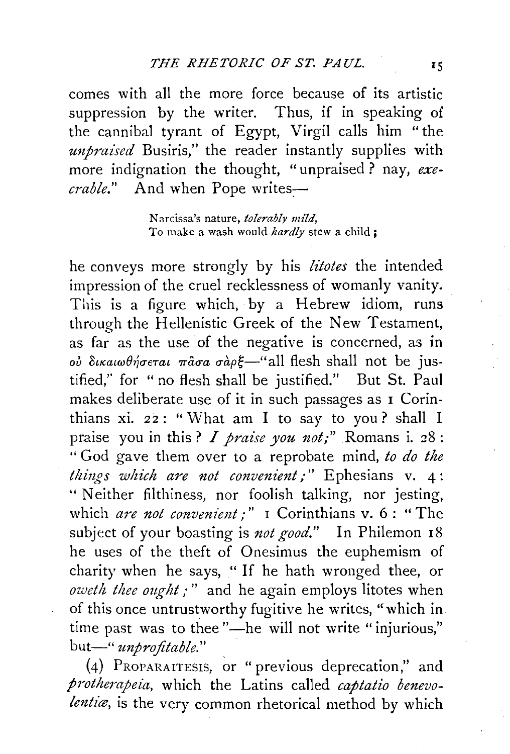comes with all the more force because of its artistic suppression by the writer. Thus, if in speaking of the cannibal tyrant of Egypt, Virgil calls him "the *unpraised* Busiris," the reader instantly supplies with more indignation the thought, "unpraised? nay, *execrable*." And when Pope writes—

> Narcissa's nature, *tolerably mild*,
> To make a wash would *hardly* stew a child;

he conveys more strongly by his *litotes* the intended impression of the cruel recklessness of womanly vanity. This is a figure which, by a Hebrew idiom, runs through the Hellenistic Greek of the New Testament, as far as the use of the negative is concerned, as in οὐ δικαιωθήσεται πᾶσα σὰρξ—"all flesh shall not be justified," for "no flesh shall be justified." But St. Paul makes deliberate use of it in such passages as 1 Corinthians xi. 22: "What am I to say to you? shall I praise you in this? *I praise you not;*" Romans i. 28: "God gave them over to a reprobate mind, *to do the things which are not convenient;*" Ephesians v. 4: "Neither filthiness, nor foolish talking, nor jesting, which *are not convenient;*" 1 Corinthians v. 6: "The subject of your boasting is *not good*." In Philemon 18 he uses of the theft of Onesimus the euphemism of charity when he says, "If he hath wronged thee, or *oweth thee ought;*" and he again employs litotes when of this once untrustworthy fugitive he writes, "which in time past was to thee"—he will not write "injurious," but—"*unprofitable*."

(4) PROPARAITESIS, or "previous deprecation," and *protherapeia*, which the Latins called *captatio benevolentiæ*, is the very common rhetorical method by which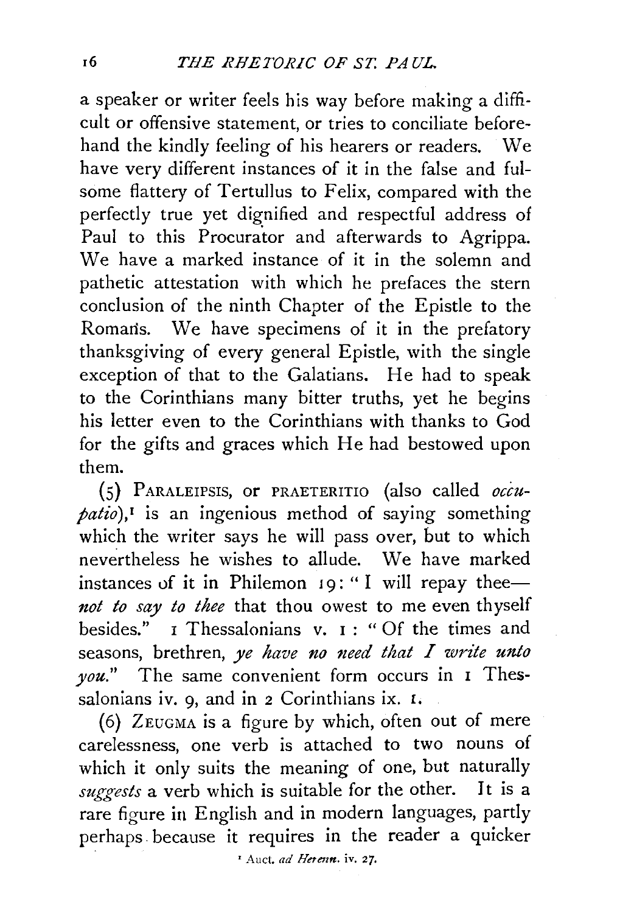a speaker or writer feels his way before making a difficult or offensive statement, or tries to conciliate beforehand the kindly feeling of his hearers or readers. We have very different instances of it in the false and fulsome flattery of Tertullus to Felix, compared with the perfectly true yet dignified and respectful address of Paul to this Procurator and afterwards to Agrippa. We have a marked instance of it in the solemn and pathetic attestation with which he prefaces the stern conclusion of the ninth Chapter of the Epistle to the Romans. We have specimens of it in the prefatory thanksgiving of every general Epistle, with the single exception of that to the Galatians. He had to speak to the Corinthians many bitter truths, yet he begins his letter even to the Corinthians with thanks to God for the gifts and graces which He had bestowed upon them.

(5) PARALEIPSIS, or PRAETERITIO (also called *occupatio*),[1] is an ingenious method of saying something which the writer says he will pass over, but to which nevertheless he wishes to allude. We have marked instances of it in Philemon 19: "I will repay thee—*not to say to thee* that thou owest to me even thyself besides." 1 Thessalonians v. 1: "Of the times and seasons, brethren, *ye have no need that I write unto you.*" The same convenient form occurs in 1 Thessalonians iv. 9, and in 2 Corinthians ix. 1.

(6) ZEUGMA is a figure by which, often out of mere carelessness, one verb is attached to two nouns of which it only suits the meaning of one, but naturally *suggests* a verb which is suitable for the other. It is a rare figure in English and in modern languages, partly perhaps because it requires in the reader a quicker

[1] Auct. *ad Herenn.* iv. 27.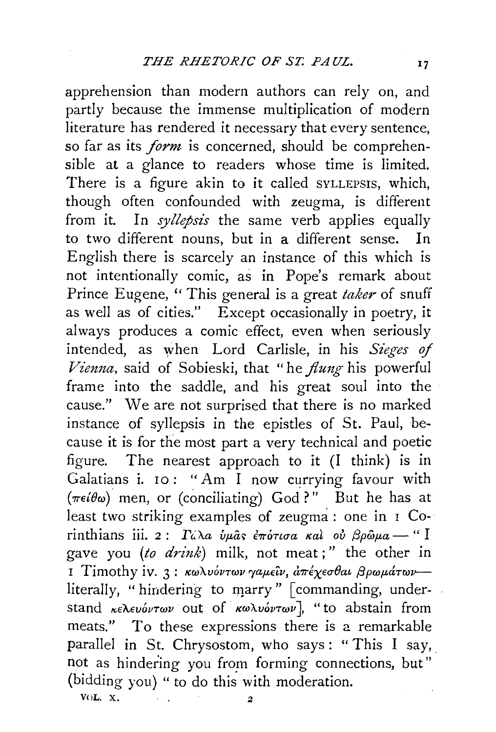apprehension than modern authors can rely on, and partly because the immense multiplication of modern literature has rendered it necessary that every sentence, so far as its *form* is concerned, should be comprehensible at a glance to readers whose time is limited. There is a figure akin to it called SYLLEPSIS, which, though often confounded with zeugma, is different from it. In *syllepsis* the same verb applies equally to two different nouns, but in a different sense. In English there is scarcely an instance of this which is not intentionally comic, as in Pope's remark about Prince Eugene, "This general is a great *taker* of snuff as well as of cities." Except occasionally in poetry, it always produces a comic effect, even when seriously intended, as when Lord Carlisle, in his *Sieges of Vienna*, said of Sobieski, that "he *flung* his powerful frame into the saddle, and his great soul into the cause." We are not surprised that there is no marked instance of syllepsis in the epistles of St. Paul, because it is for the most part a very technical and poetic figure. The nearest approach to it (I think) is in Galatians i. 10: "Am I now currying favour with (πείθω) men, or (conciliating) God?" But he has at least two striking examples of zeugma: one in 1 Corinthians iii. 2: Γάλα ὑμᾶς ἐπότισα καὶ οὐ βρῶμα—"I gave you (*to drink*) milk, not meat;" the other in 1 Timothy iv. 3: κωλυόντων γαμεῖν, ἀπέχεσθαι βρωμάτων—literally, "hindering to marry" [commanding, understand κελευόντων out of κωλυόντων], "to abstain from meats." To these expressions there is a remarkable parallel in St. Chrysostom, who says: "This I say, not as hindering you from forming connections, but" (bidding you) "to do this with moderation.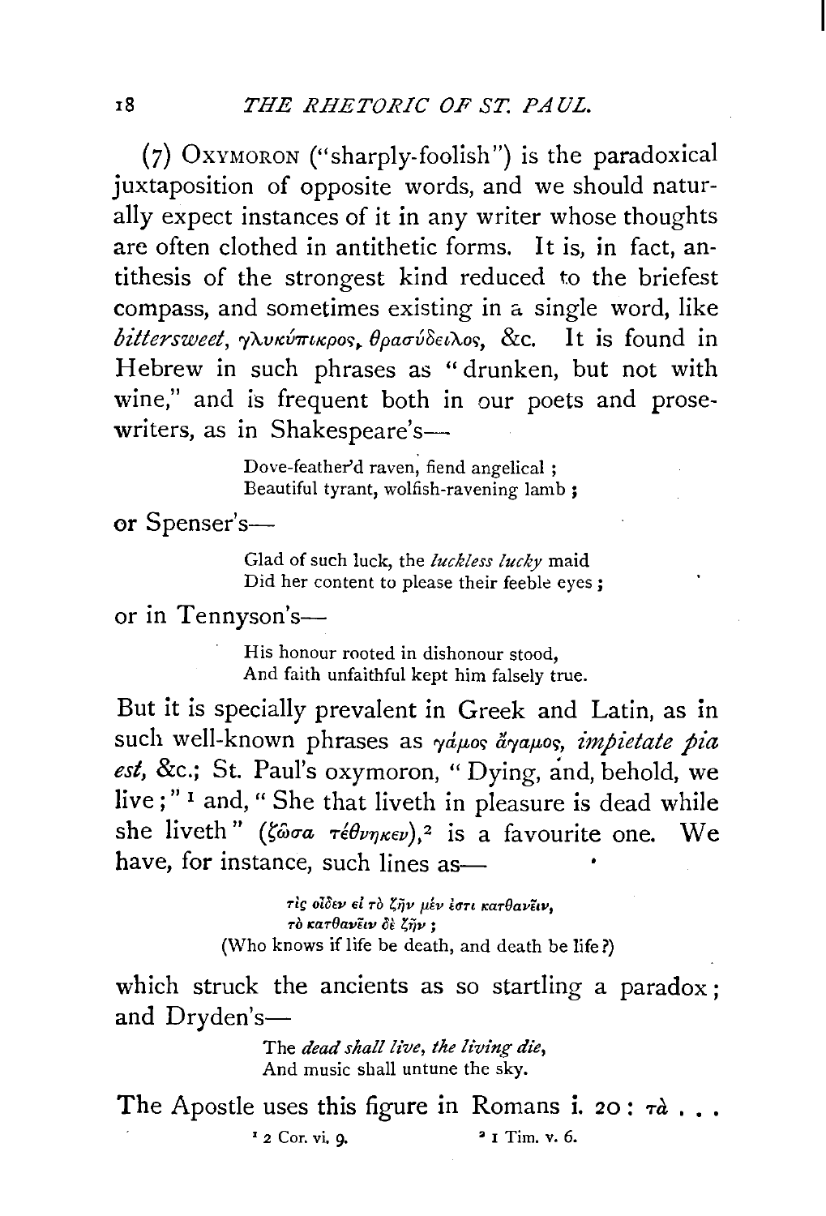(7) OXYMORON ("sharply-foolish") is the paradoxical juxtaposition of opposite words, and we should naturally expect instances of it in any writer whose thoughts are often clothed in antithetic forms. It is, in fact, antithesis of the strongest kind reduced to the briefest compass, and sometimes existing in a single word, like *bittersweet*, γλυκύπικρος, θρασύδειλος, &c. It is found in Hebrew in such phrases as "drunken, but not with wine," and is frequent both in our poets and prose-writers, as in Shakespeare's—

> Dove-feather'd raven, fiend angelical;
> Beautiful tyrant, wolfish-ravening lamb;

or Spenser's—

> Glad of such luck, the *luckless lucky* maid
> Did her content to please their feeble eyes;

or in Tennyson's—

> His honour rooted in dishonour stood,
> And faith unfaithful kept him falsely true.

But it is specially prevalent in Greek and Latin, as in such well-known phrases as γάμος ἄγαμος, *impietate pia est*, &c.; St. Paul's oxymoron, "Dying, and, behold, we live;"[1] and, "She that liveth in pleasure is dead while she liveth" (ζῶσα τέθνηκεν),[2] is a favourite one. We have, for instance, such lines as—

> τίς οἶδεν εἰ τὸ ζῆν μέν ἐστι κατθανεῖν,
> τὸ κατθανεῖν δὲ ζῆν;
> (Who knows if life be death, and death be life?)

which struck the ancients as so startling a paradox; and Dryden's—

> The *dead shall live, the living die*,
> And music shall untune the sky.

The Apostle uses this figure in Romans i. 20: τὰ . . .

[1] 2 Cor. vi. 9. [2] 1 Tim. v. 6.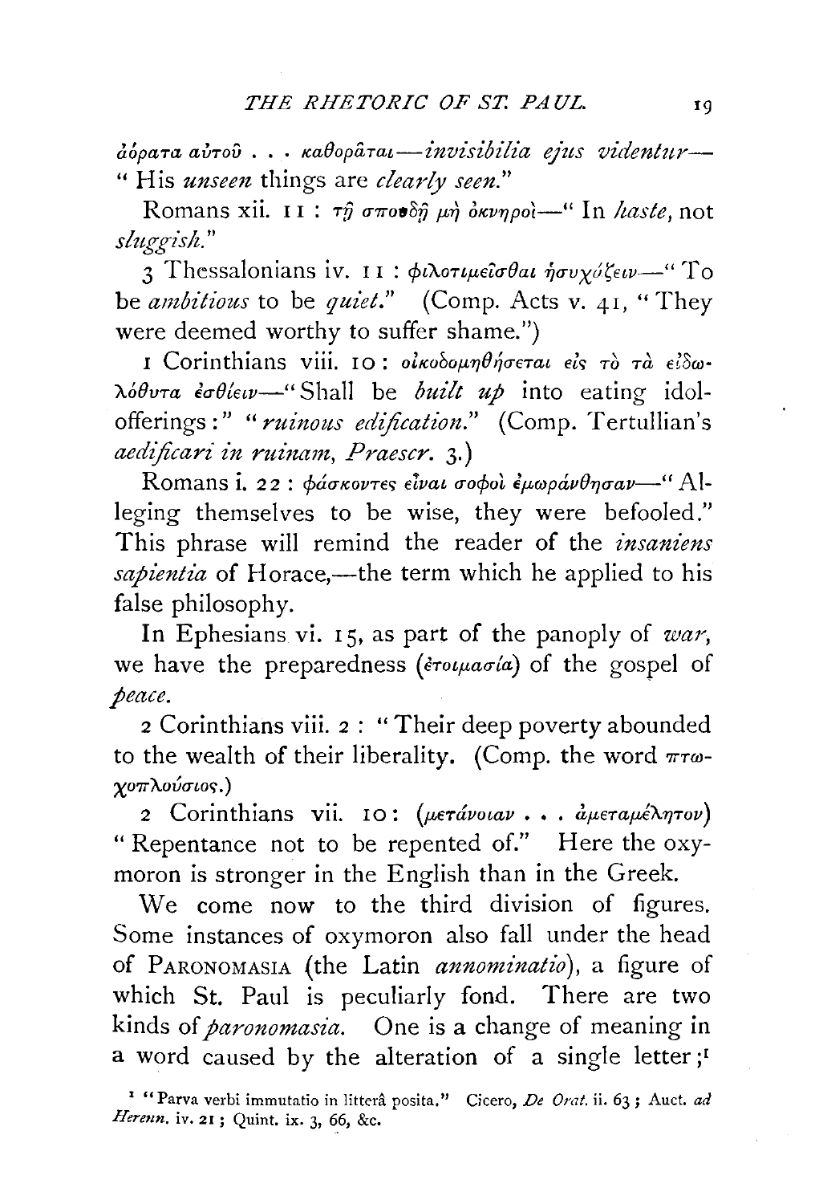ἀόρατα αὐτοῦ . . . καθορᾶται—*invisibilia ejus videntur*—"His *unseen* things are *clearly seen*."

Romans xii. 11 : τῇ σπουδῇ μὴ ὀκνηροὶ—"In *haste*, not *sluggish*."

3 Thessalonians iv. 11 : φιλοτιμεῖσθαι ἡσυχάζειν—"To be *ambitious* to be *quiet*." (Comp. Acts v. 41, "They were deemed worthy to suffer shame.")

1 Corinthians viii. 10 : οἰκοδομηθήσεται εἰς τὸ τὰ εἰδωλόθυτα ἐσθίειν—"Shall be *built up* into eating idol-offerings:" "*ruinous edification*." (Comp. Tertullian's *aedificari in ruinam, Praescr.* 3.)

Romans i. 22 : φάσκοντες εἶναι σοφοὶ ἐμωράνθησαν—"Alleging themselves to be wise, they were befooled." This phrase will remind the reader of the *insaniens sapientia* of Horace,—the term which he applied to his false philosophy.

In Ephesians vi. 15, as part of the panoply of *war*, we have the preparedness (ἑτοιμασία) of the gospel of *peace*.

2 Corinthians viii. 2 : "Their deep poverty abounded to the wealth of their liberality. (Comp. the word πτωχοπλούσιος.)

2 Corinthians vii. 10 : (μετάνοιαν . . . ἀμεταμέλητον) "Repentance not to be repented of." Here the oxymoron is stronger in the English than in the Greek.

We come now to the third division of figures. Some instances of oxymoron also fall under the head of PARONOMASIA (the Latin *annominatio*), a figure of which St. Paul is peculiarly fond. There are two kinds of *paronomasia*. One is a change of meaning in a word caused by the alteration of a single letter;[1]

[1] "Parva verbi immutatio in litterâ posita." Cicero, *De Orat.* ii. 63 ; Auct. *ad Herenn.* iv. 21 ; Quint. ix. 3, 66, &c.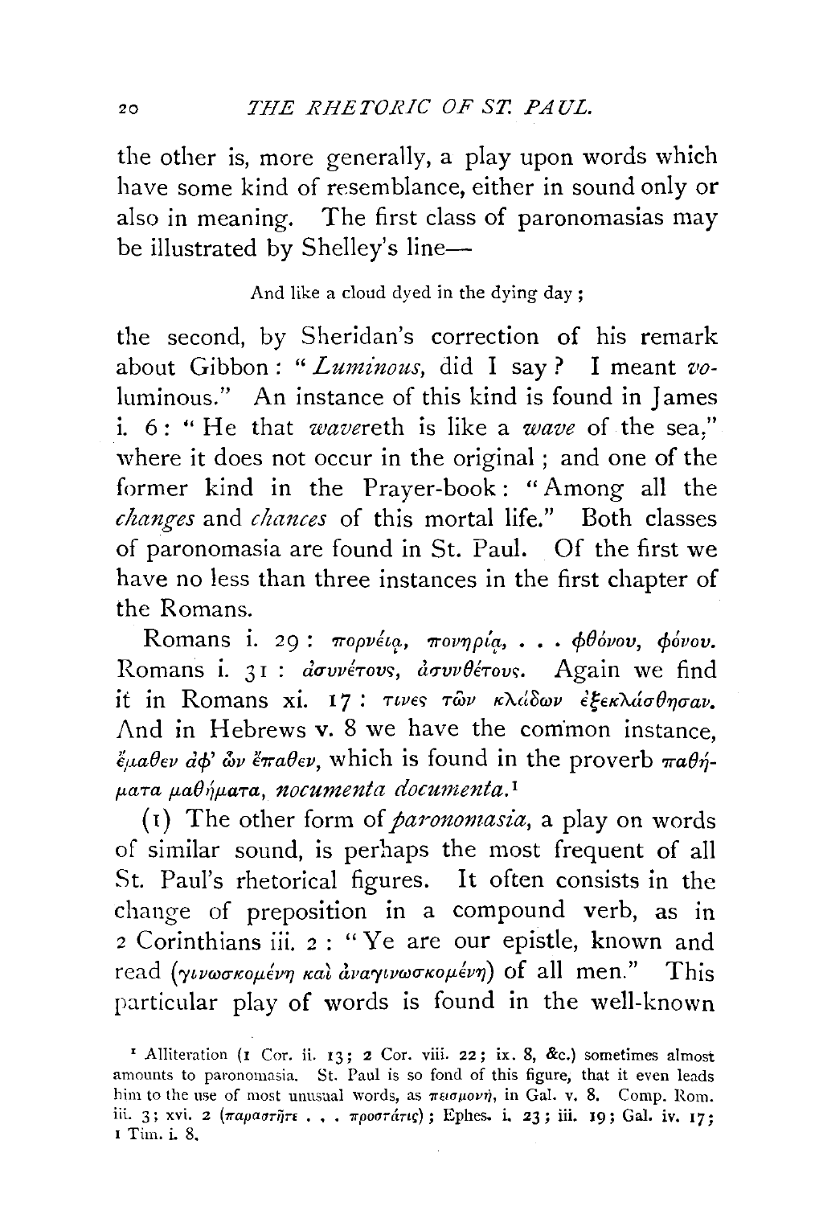the other is, more generally, a play upon words which have some kind of resemblance, either in sound only or also in meaning. The first class of paronomasias may be illustrated by Shelley's line—

And like a cloud dyed in the dying day;

the second, by Sheridan's correction of his remark about Gibbon: "*Luminous*, did I say? I meant *voluminous*." An instance of this kind is found in James i. 6: "He that *wave*reth is like a *wave* of the sea," where it does not occur in the original; and one of the former kind in the Prayer-book: "Among all the *changes* and *chances* of this mortal life." Both classes of paronomasia are found in St. Paul. Of the first we have no less than three instances in the first chapter of the Romans.

Romans i. 29: πορνείᾳ, πονηρίᾳ, . . . φθόνου, φόνου. Romans i. 31: ἀσυνέτους, ἀσυνθέτους. Again we find it in Romans xi. 17: τινες τῶν κλάδων ἐξεκλάσθησαν. And in Hebrews v. 8 we have the common instance, ἔμαθεν ἀφ' ὧν ἔπαθεν, which is found in the proverb παθήματα μαθήματα, *nocumenta documenta*.[1]

(1) The other form of *paronomasia*, a play on words of similar sound, is perhaps the most frequent of all St. Paul's rhetorical figures. It often consists in the change of preposition in a compound verb, as in 2 Corinthians iii. 2: "Ye are our epistle, known and read (γινωσκομένη καὶ ἀναγινωσκομένη) of all men." This particular play of words is found in the well-known

[1] Alliteration (1 Cor. ii. 13; 2 Cor. viii. 22; ix. 8, &c.) sometimes almost amounts to paronomasia. St. Paul is so fond of this figure, that it even leads him to the use of most unusual words, as πεισμονή, in Gal. v. 8. Comp. Rom. iii. 3; xvi. 2 (παραστῆτε . . . προστάτις); Ephes. i. 23; iii. 19; Gal. iv. 17; 1 Tim. i. 8.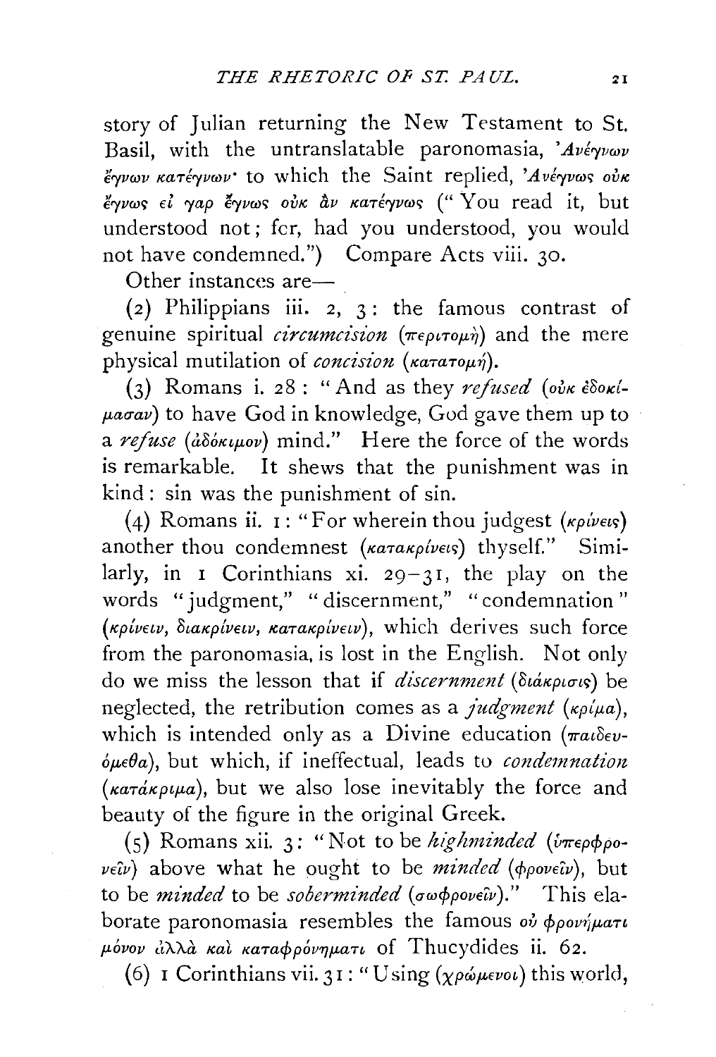story of Julian returning the New Testament to St. Basil, with the untranslatable paronomasia, 'Ἀνέγνων ἔγνων κατέγνων· to which the Saint replied, 'Ἀνέγνως οὐκ ἔγνως εἰ γὰρ ἔγνως οὐκ ἂν κατέγνως ("You read it, but understood not; for, had you understood, you would not have condemned.") Compare Acts viii. 30.

Other instances are—

(2) Philippians iii. 2, 3: the famous contrast of genuine spiritual *circumcision* (περιτομὴ) and the mere physical mutilation of *concision* (κατατομή).

(3) Romans i. 28: "And as they *refused* (οὐκ ἐδοκίμασαν) to have God in knowledge, God gave them up to a *refuse* (ἀδόκιμον) mind." Here the force of the words is remarkable. It shews that the punishment was in kind: sin was the punishment of sin.

(4) Romans ii. 1: "For wherein thou judgest (κρίνεις) another thou condemnest (κατακρίνεις) thyself." Similarly, in 1 Corinthians xi. 29–31, the play on the words "judgment," "discernment," "condemnation" (κρίνειν, διακρίνειν, κατακρίνειν), which derives such force from the paronomasia, is lost in the English. Not only do we miss the lesson that if *discernment* (διάκρισις) be neglected, the retribution comes as a *judgment* (κρίμα), which is intended only as a Divine education (παιδευόμεθα), but which, if ineffectual, leads to *condemnation* (κατάκριμα), but we also lose inevitably the force and beauty of the figure in the original Greek.

(5) Romans xii. 3: "Not to be *highminded* (ὑπερφρονεῖν) above what he ought to be *minded* (φρονεῖν), but to be *minded* to be *soberminded* (σωφρονεῖν)." This elaborate paronomasia resembles the famous οὐ φρονήματι μόνον ἀλλὰ καὶ καταφρονήματι of Thucydides ii. 62.

(6) 1 Corinthians vii. 31: "Using (χρώμενοι) this world,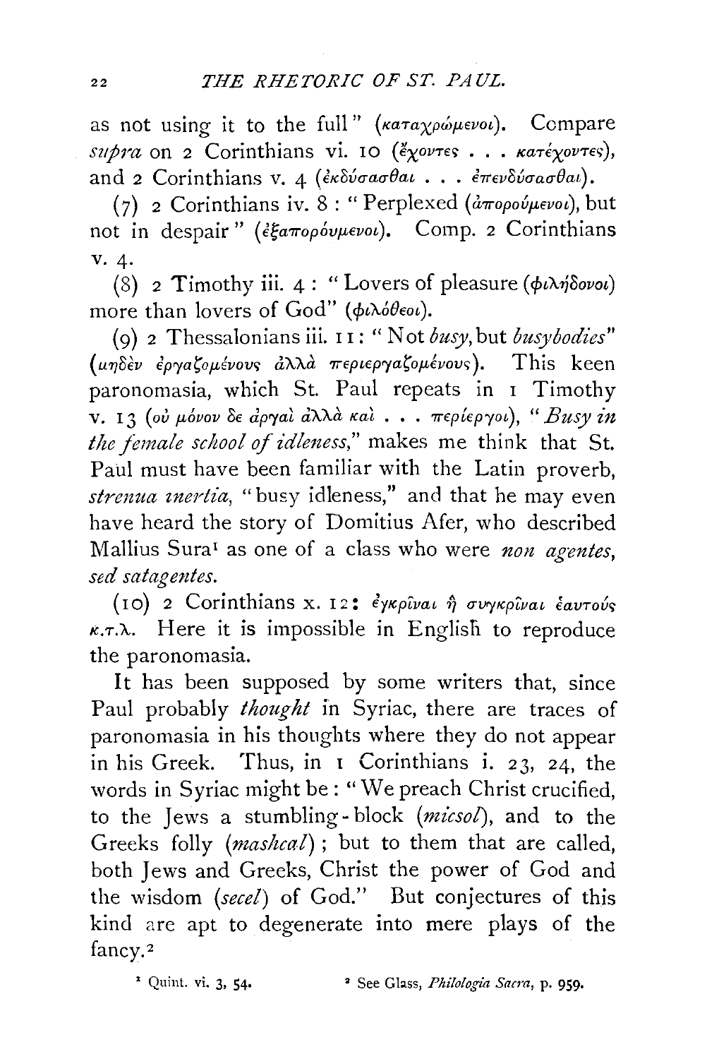as not using it to the full" (καταχρώμενοι). Compare *supra* on 2 Corinthians vi. 10 (ἔχοντες . . . κατέχοντες), and 2 Corinthians v. 4 (ἐκδύσασθαι . . . ἐπενδύσασθαι).

(7) 2 Corinthians iv. 8: "Perplexed (ἀπορούμενοι), but not in despair" (ἐξαπορούμενοι). Comp. 2 Corinthians v. 4.

(8) 2 Timothy iii. 4: "Lovers of pleasure (φιλήδονοι) more than lovers of God" (φιλόθεοι).

(9) 2 Thessalonians iii. 11: "Not *busy*, but *busybodies*" (μηδὲν ἐργαζομένους ἀλλὰ περιεργαζομένους). This keen paronomasia, which St. Paul repeats in 1 Timothy v. 13 (οὐ μόνον δε ἀργαὶ ἀλλὰ καὶ . . . περίεργοι), "*Busy in the female school of idleness*," makes me think that St. Paul must have been familiar with the Latin proverb, *strenua inertia*, "busy idleness," and that he may even have heard the story of Domitius Afer, who described Mallius Sura[1] as one of a class who were *non agentes, sed satagentes.*

(10) 2 Corinthians x. 12: ἐγκρῖναι ἢ συγκρῖναι ἑαυτούς κ.τ.λ. Here it is impossible in English to reproduce the paronomasia.

It has been supposed by some writers that, since Paul probably *thought* in Syriac, there are traces of paronomasia in his thoughts where they do not appear in his Greek. Thus, in 1 Corinthians i. 23, 24, the words in Syriac might be: "We preach Christ crucified, to the Jews a stumbling-block (*micsol*), and to the Greeks folly (*mashcal*); but to them that are called, both Jews and Greeks, Christ the power of God and the wisdom (*secel*) of God." But conjectures of this kind are apt to degenerate into mere plays of the fancy.[2]

[1] Quint. vi. 3, 54.

[2] See Glass, *Philologia Sacra*, p. 959.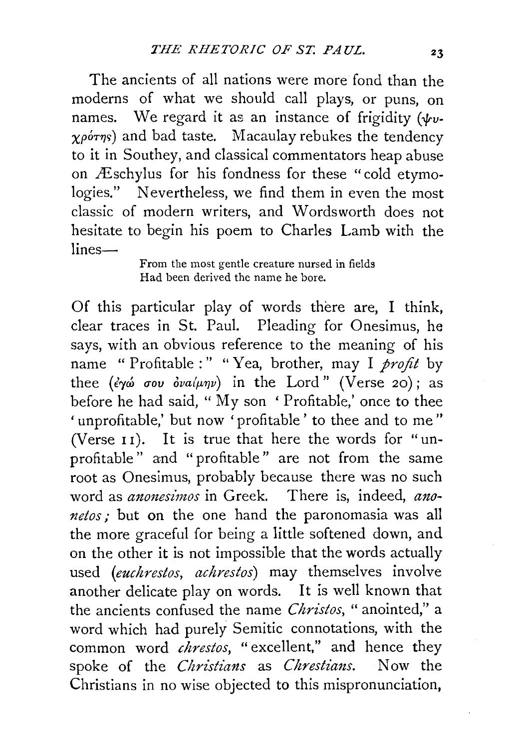The ancients of all nations were more fond than the moderns of what we should call plays, or puns, on names. We regard it as an instance of frigidity (ψυχρότης) and bad taste. Macaulay rebukes the tendency to it in Southey, and classical commentators heap abuse on Æschylus for his fondness for these "cold etymologies." Nevertheless, we find them in even the most classic of modern writers, and Wordsworth does not hesitate to begin his poem to Charles Lamb with the lines—

> From the most gentle creature nursed in fields
> Had been derived the name he bore.

Of this particular play of words there are, I think, clear traces in St. Paul. Pleading for Onesimus, he says, with an obvious reference to the meaning of his name "Profitable:" "Yea, brother, may I *profit* by thee (ἐγώ σου ὀναίμην) in the Lord" (Verse 20); as before he had said, "My son 'Profitable,' once to thee 'unprofitable,' but now 'profitable' to thee and to me" (Verse 11). It is true that here the words for "unprofitable" and "profitable" are not from the same root as Onesimus, probably because there was no such word as *anonesimos* in Greek. There is, indeed, *anonetos;* but on the one hand the paronomasia was all the more graceful for being a little softened down, and on the other it is not impossible that the words actually used (*euchrestos, achrestos*) may themselves involve another delicate play on words. It is well known that the ancients confused the name *Christos,* "anointed," a word which had purely Semitic connotations, with the common word *chrestos,* "excellent," and hence they spoke of the *Christians* as *Chrestians.* Now the Christians in no wise objected to this mispronunciation,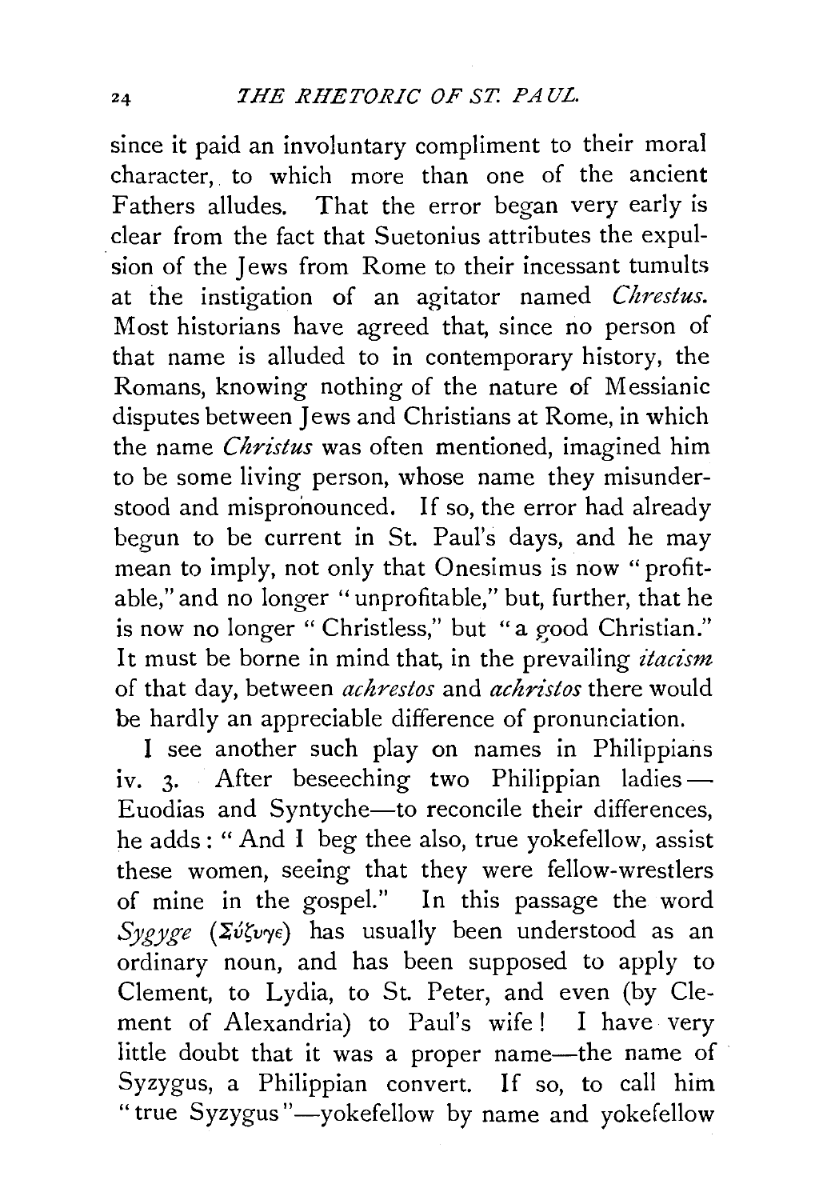since it paid an involuntary compliment to their moral character, to which more than one of the ancient Fathers alludes. That the error began very early is clear from the fact that Suetonius attributes the expulsion of the Jews from Rome to their incessant tumults at the instigation of an agitator named *Chrestus*. Most historians have agreed that, since no person of that name is alluded to in contemporary history, the Romans, knowing nothing of the nature of Messianic disputes between Jews and Christians at Rome, in which the name *Christus* was often mentioned, imagined him to be some living person, whose name they misunderstood and mispronounced. If so, the error had already begun to be current in St. Paul's days, and he may mean to imply, not only that Onesimus is now "profitable," and no longer "unprofitable," but, further, that he is now no longer "Christless," but "a good Christian." It must be borne in mind that, in the prevailing *itacism* of that day, between *achrestos* and *achristos* there would be hardly an appreciable difference of pronunciation.

I see another such play on names in Philippians iv. 3. After beseeching two Philippian ladies—Euodias and Syntyche—to reconcile their differences, he adds: "And I beg thee also, true yokefellow, assist these women, seeing that they were fellow-wrestlers of mine in the gospel." In this passage the word *Sygyge* (Σύζυγε) has usually been understood as an ordinary noun, and has been supposed to apply to Clement, to Lydia, to St. Peter, and even (by Clement of Alexandria) to Paul's wife! I have very little doubt that it was a proper name—the name of Syzygus, a Philippian convert. If so, to call him "true Syzygus"—yokefellow by name and yokefellow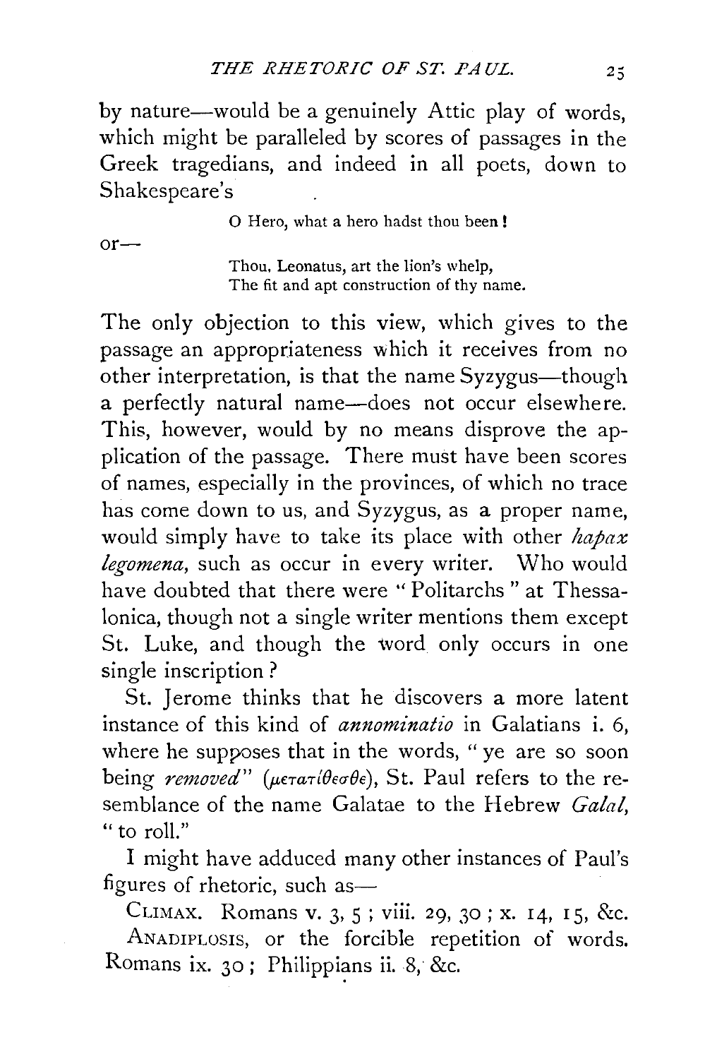by nature—would be a genuinely Attic play of words, which might be paralleled by scores of passages in the Greek tragedians, and indeed in all poets, down to Shakespeare's

> O Hero, what a hero hadst thou been!

or—

> Thou, Leonatus, art the lion's whelp,
> The fit and apt construction of thy name.

The only objection to this view, which gives to the passage an appropriateness which it receives from no other interpretation, is that the name Syzygus—though a perfectly natural name—does not occur elsewhere. This, however, would by no means disprove the application of the passage. There must have been scores of names, especially in the provinces, of which no trace has come down to us, and Syzygus, as a proper name, would simply have to take its place with other *hapax legomena*, such as occur in every writer. Who would have doubted that there were "Politarchs" at Thessalonica, though not a single writer mentions them except St. Luke, and though the word only occurs in one single inscription?

St. Jerome thinks that he discovers a more latent instance of this kind of *annominatio* in Galatians i. 6, where he supposes that in the words, "ye are so soon being *removed*" (μετατίθεσθε), St. Paul refers to the resemblance of the name Galatae to the Hebrew *Galal*, "to roll."

I might have adduced many other instances of Paul's figures of rhetoric, such as—

CLIMAX. Romans v. 3, 5; viii. 29, 30; x. 14, 15, &c.

ANADIPLOSIS, or the forcible repetition of words. Romans ix. 30; Philippians ii. 8, &c.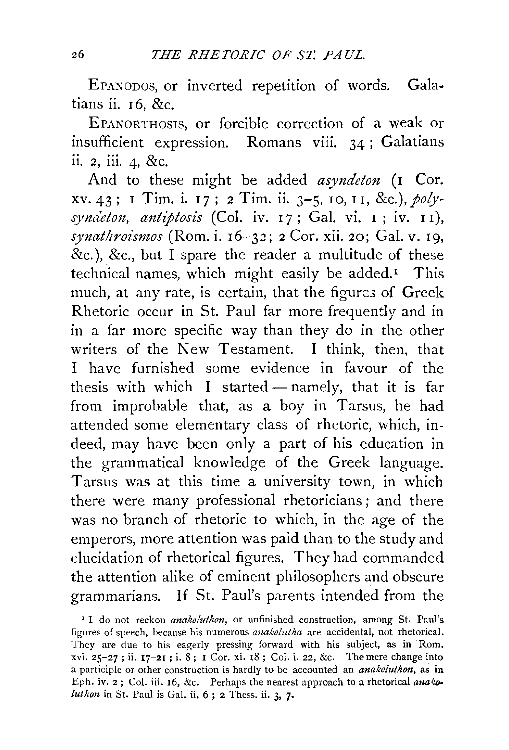EPANODOS, or inverted repetition of words. Galatians ii. 16, &c.

EPANORTHOSIS, or forcible correction of a weak or insufficient expression. Romans viii. 34; Galatians ii. 2, iii. 4, &c.

And to these might be added *asyndeton* (1 Cor. xv. 43; 1 Tim. i. 17; 2 Tim. ii. 3–5, 10, 11, &c.), *polysyndeton, antiptosis* (Col. iv. 17; Gal. vi. 1; iv. 11), *synathroismos* (Rom. i. 16–32; 2 Cor. xii. 20; Gal. v. 19, &c.), &c., but I spare the reader a multitude of these technical names, which might easily be added.[1] This much, at any rate, is certain, that the figures of Greek Rhetoric occur in St. Paul far more frequently and in in a far more specific way than they do in the other writers of the New Testament. I think, then, that I have furnished some evidence in favour of the thesis with which I started — namely, that it is far from improbable that, as a boy in Tarsus, he had attended some elementary class of rhetoric, which, indeed, may have been only a part of his education in the grammatical knowledge of the Greek language. Tarsus was at this time a university town, in which there were many professional rhetoricians; and there was no branch of rhetoric to which, in the age of the emperors, more attention was paid than to the study and elucidation of rhetorical figures. They had commanded the attention alike of eminent philosophers and obscure grammarians. If St. Paul's parents intended from the

[1] I do not reckon *anakoluthon*, or unfinished construction, among St. Paul's figures of speech, because his numerous *anakolutha* are accidental, not rhetorical. They are due to his eagerly pressing forward with his subject, as in Rom. xvi. 25–27; ii. 17–21; i. 8; 1 Cor. xi. 18; Col. i. 22, &c. The mere change into a participle or other construction is hardly to be accounted an *anakoluthon*, as in Eph. iv. 2; Col. iii. 16, &c. Perhaps the nearest approach to a rhetorical *anakoluthon* in St. Paul is Gal. ii. 6; 2 Thess. ii. 3, 7.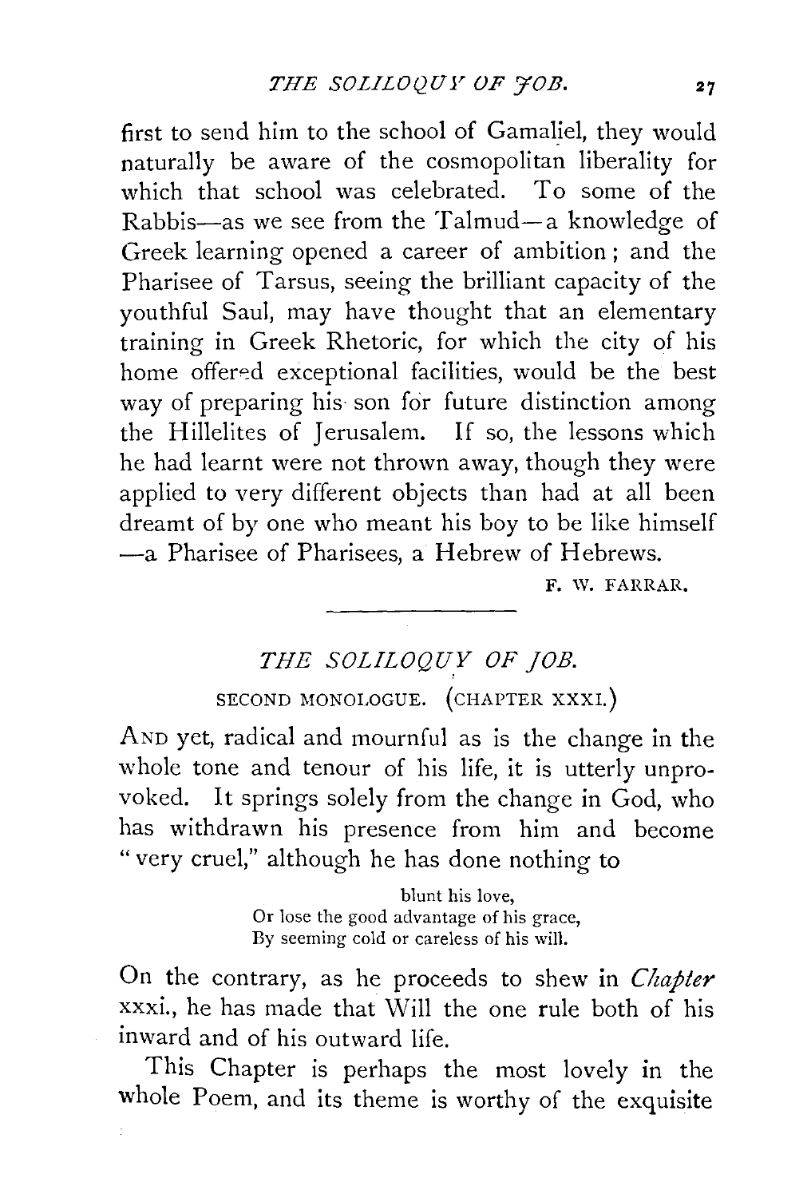first to send him to the school of Gamaliel, they would naturally be aware of the cosmopolitan liberality for which that school was celebrated. To some of the Rabbis—as we see from the Talmud—a knowledge of Greek learning opened a career of ambition; and the Pharisee of Tarsus, seeing the brilliant capacity of the youthful Saul, may have thought that an elementary training in Greek Rhetoric, for which the city of his home offered exceptional facilities, would be the best way of preparing his son for future distinction among the Hillelites of Jerusalem. If so, the lessons which he had learnt were not thrown away, though they were applied to very different objects than had at all been dreamt of by one who meant his boy to be like himself —a Pharisee of Pharisees, a Hebrew of Hebrews.

F. W. FARRAR.

---

## *THE SOLILOQUY OF JOB.*

### SECOND MONOLOGUE. (CHAPTER XXXI.)

AND yet, radical and mournful as is the change in the whole tone and tenour of his life, it is utterly unprovoked. It springs solely from the change in God, who has withdrawn his presence from him and become "very cruel," although he has done nothing to

> blunt his love,
> Or lose the good advantage of his grace,
> By seeming cold or careless of his will.

On the contrary, as he proceeds to shew in *Chapter* xxxi., he has made that Will the one rule both of his inward and of his outward life.

This Chapter is perhaps the most lovely in the whole Poem, and its theme is worthy of the exquisite